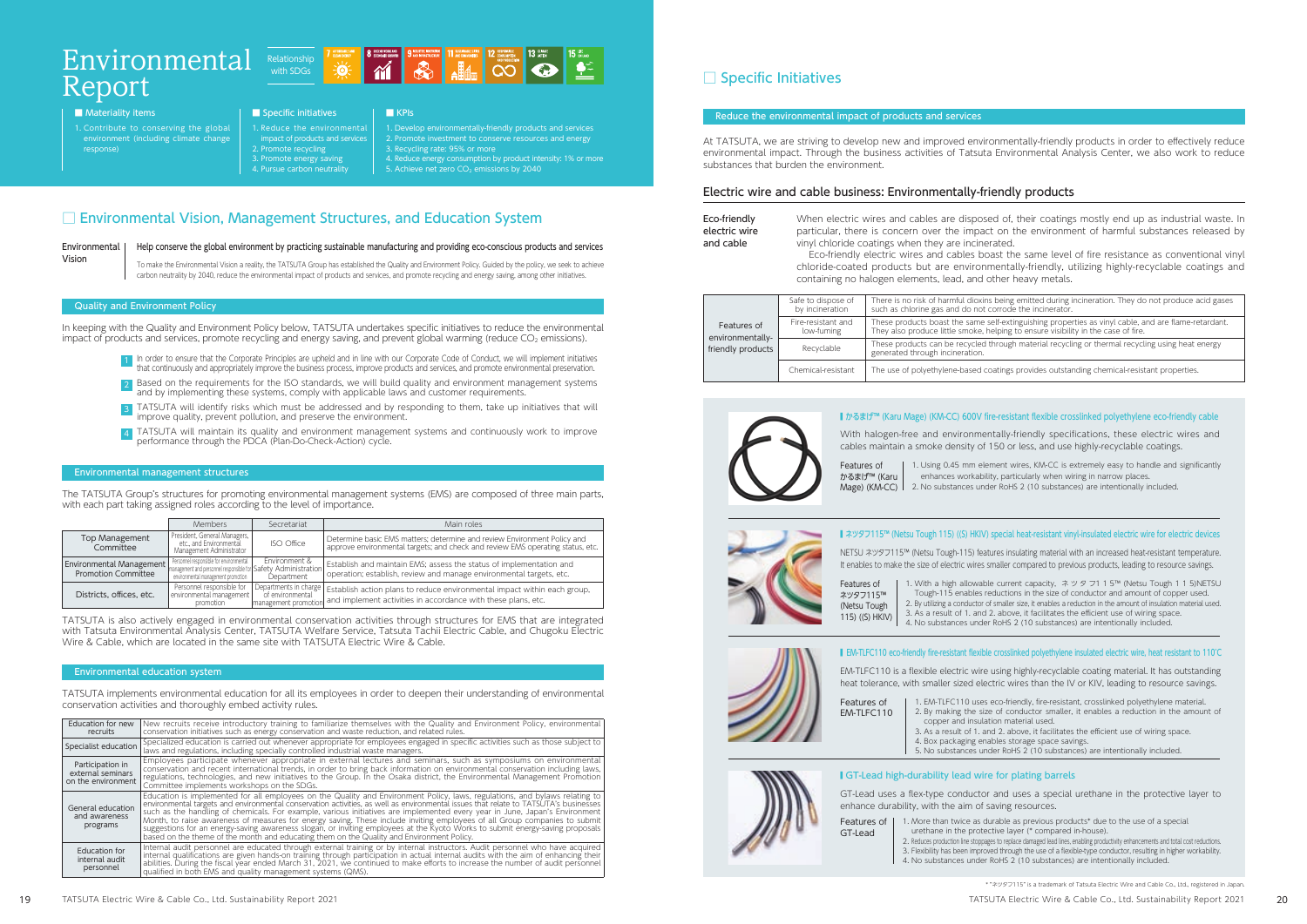# Environmental Report

Relationship with SDGs

7 AFFORDABLE AND CLEAN ENERGY
8 DECENT WORK AND ECONOMIC GROWTH
9 INDUSTRY, INNOVATION AND INFRASTRUCTURE
11 SUSTAINABLE CITIES AND COMMUNITIES
12 RESPONSIBLE CONSUMPTION AND PRODUCTION
13 CLIMATE ACTION
15 LIFE ON LAND

**■ Materiality items**

1. Contribute to conserving the global environment (including climate change response)

**■ Specific Initiatives**

1. Reduce the environmental impact of products and services
2. Promote recycling
3. Promote energy saving
4. Pursue carbon neutrality

**■ KPIs**

1. Develop environmentally-friendly products and services
2. Promote investment to conserve resources and energy
3. Recycling rate: 95% or more
4. Reduce energy consumption by product intensity: 1% or more
5. Achieve net zero $CO_2$ emissions by 2040

## □ Environmental Vision, Management Structures, and Education System

**Environmental Vision**

**Help conserve the global environment by practicing sustainable manufacturing and providing eco-conscious products and services**

To make the Environmental Vision a reality, the TATSUTA Group has established the Quality and Environment Policy. Guided by the policy, we seek to achieve carbon neutrality by 2040, reduce the environmental impact of products and services, and promote recycling and energy saving, among other initiatives.

### Quality and Environment Policy

In keeping with the Quality and Environment Policy below, TATSUTA undertakes specific initiatives to reduce the environmental impact of products and services, promote recycling and energy saving, and prevent global warming (reduce $CO_2$ emissions).

1. In order to ensure that the Corporate Principles are upheld and in line with our Corporate Code of Conduct, we will implement initiatives that continuously and appropriately improve the business process, improve products and services, and promote environmental preservation.
2. Based on the requirements for the ISO standards, we will build quality and environment management systems and by implementing these systems, comply with applicable laws and customer requirements.
3. TATSUTA will identify risks which must be addressed and by responding to them, take up initiatives that will improve quality, prevent pollution, and preserve the environment.
4. TATSUTA will maintain its quality and environment management systems and continuously work to improve performance through the PDCA (Plan-Do-Check-Action) cycle.

### Environmental management structures

The TATSUTA Group's structures for promoting environmental management systems (EMS) are composed of three main parts, with each part taking assigned roles according to the level of importance.

| | Members | Secretariat | Main roles |
|---|---|---|---|
| Top Management Committee | President, General Managers, etc., and Environmental Management Administrator | ISO Office | Determine basic EMS matters; determine and review Environment Policy and approve environmental targets; and check and review EMS operating status, etc. |
| Environmental Management Promotion Committee | Personnel responsible for environmental management and personnel responsible for environmental management promotion | Environment & Safety Administration Department | Establish and maintain EMS; assess the status of implementation and operation; establish, review and manage environmental targets, etc. |
| Districts, offices, etc. | Personnel responsible for environmental management promotion | Departments in charge of environmental management promotion | Establish action plans to reduce environmental impact within each group, and implement activities in accordance with these plans, etc. |

TATSUTA is also actively engaged in environmental conservation activities through structures for EMS that are integrated with Tatsuta Environmental Analysis Center, TATSUTA Welfare Service, Tatsuta Tachii Electric Cable, and Chugoku Electric Wire & Cable, which are located in the same site with TATSUTA Electric Wire & Cable.

### Environmental education system

TATSUTA implements environmental education for all its employees in order to deepen their understanding of environmental conservation activities and thoroughly embed activity rules.

| | |
|---|---|
| Education for new recruits | New recruits receive introductory training to familiarize themselves with the Quality and Environment Policy, environmental conservation initiatives such as energy conservation and waste reduction, and related rules. |
| Specialist education | Specialized education is carried out whenever appropriate for employees engaged in specific activities such as those subject to laws and regulations, including specially controlled industrial waste managers. |
| Participation in external seminars on the environment | Employees participate whenever appropriate in external lectures and seminars, such as symposiums on environmental conservation and recent international trends, in order to bring back information on environmental conservation including laws, regulations, technologies, and new initiatives to the Group. In the Osaka district, the Environmental Management Promotion Committee members workshops on the SDGs. |
| General education and awareness programs | Education is implemented for all employees on the Quality and Environment Policy, laws, regulations, and bylaws relating to environmental targets and environmental conservation activities, as well as environmental issues that relate to TATSUTA's businesses such as the handling of chemicals. For example, various initiatives are implemented every year in June, Japan's Environment Month, to raise awareness of measures for energy saving. These include inviting employees of all Group companies to submit suggestions for an energy-saving awareness slogan, or inviting employees at the Kyoto Works to submit energy-saving proposals based on the theme of the month and educating them on the Quality and Environment Policy. |
| Education for internal audit personnel | Internal audit personnel are educated through external training or by internal instructors. Audit personnel who have acquired internal qualifications are given hands-on training through participation in actual internal audits with the aim of enhancing their abilities. During the fiscal year ended March 31, 2021, we continued to increase the number of audit personnel qualified in both EMS and quality management systems (QMS). |

## □ Specific Initiatives

### Reduce the environmental impact of products and services

At TATSUTA, we are striving to develop new and improved environmentally-friendly products in order to effectively reduce environmental impact. Through the business activities of Tatsuta Environmental Analysis Center, we also work to reduce substances that burden the environment.

### Electric wire and cable business: Environmentally-friendly products

**Eco-friendly electric wire and cable**

When electric wires and cables are disposed of, their coatings mostly end up as industrial waste. In particular, there is concern over the impact on the environment of harmful substances released by vinyl chloride coatings when they are incinerated.

Eco-friendly electric wires and cables boast the same level of fire resistance as conventional vinyl chloride-coated products but are environmentally-friendly, utilizing highly-recyclable coatings and containing no halogen elements, lead, and other heavy metals.

| | | |
|---|---|---|
| Features of environmentally-friendly products | Safe to dispose of by incineration | There is no risk of harmful dioxins being emitted during incineration. They do not produce acid gases such as chlorine gas and do not corrode the incinerator. |
| | Fire-resistant and low-fuming | These products boast the same self-extinguishing properties as vinyl cable, and are flame-retardant. They also produce little smoke, helping to ensure visibility in the case of fire. |
| | Recyclable | These products can be recycled through material recycling or thermal recycling using heat energy generated through incineration. |
| | Chemical-resistant | The use of polyethylene-based coatings provides outstanding chemical-resistant properties. |

**かるまげ™ (Karu Mage) (KM-CC) 600V fire-resistant flexible crosslinked polyethylene eco-friendly cable**

With halogen-free and environmentally-friendly specifications, these electric wires and cables maintain a smoke density of 150 or less, and use highly-recyclable coatings.

Features of かるまげ™ (Karu Mage) (KM-CC)

1. Using 0.45 mm element wires, KM-CC is extremely easy to handle and significantly enhances workability, particularly when wiring in narrow places.
2. No substances under RoHS 2 (10 substances) are intentionally included.

**ネツタフ115™ (Netsu Tough 115) ((S) HKIV) special heat-resistant vinyl-insulated electric wire for electric devices**

NETSU ネツタフ115™ (Netsu Tough-115) features insulating material with an increased heat-resistant temperature. It enables to make the size of electric wires smaller compared to previous products, leading to resource savings.

Features of ネツタフ115™ (Netsu Tough 115) ((S) HKIV)

1. With a high allowable current capacity, ネツタフ115™ (Netsu Tough 115)NETSU Tough-115 enables reductions in the size of conductor and amount of copper used.
2. By utilizing a conductor of smaller size, it enables a reduction in the amount of insulation material used.
3. As a result of 1. and 2. above, it facilitates the efficient use of wiring space.
4. No substances under RoHS 2 (10 substances) are intentionally included.

**EM-TLFC110 eco-friendly fire-resistant flexible crosslinked polyethylene insulated electric wire, heat resistant to 110°C**

EM-TLFC110 is a flexible electric wire using highly-recyclable coating material. It has outstanding heat tolerance, with smaller sized electric wires than the IV or KIV, leading to resource savings.

Features of EM-TLFC110

1. EM-TLFC110 uses eco-friendly, fire-resistant, crosslinked polyethylene material.
2. By making the size of conductor smaller, it enables a reduction in the amount of copper and insulation material used.
3. As a result of 1. and 2. above, it facilitates the efficient use of wiring space.
4. Box packaging enables storage space savings.
5. No substances under RoHS 2 (10 substances) are intentionally included.

**GT-Lead high-durability lead wire for plating barrels**

GT-Lead uses a flex-type conductor and uses a special urethane in the protective layer to enhance durability, with the aim of saving resources.

Features of GT-Lead

1. More than twice as durable as previous products* due to the use of a special urethane in the protective layer (* compared in-house).
2. Reduces production line stoppages to replace damaged lead lines, enabling productivity enhancements and total cost reductions.
3. Flexibility has been improved through the use of a flexible-type conductor, resulting in higher workability.
4. No substances under RoHS 2 (10 substances) are intentionally included.

* "ネツタフ115" is a trademark of Tatsuta Electric Wire and Cable Co., Ltd., registered in Japan.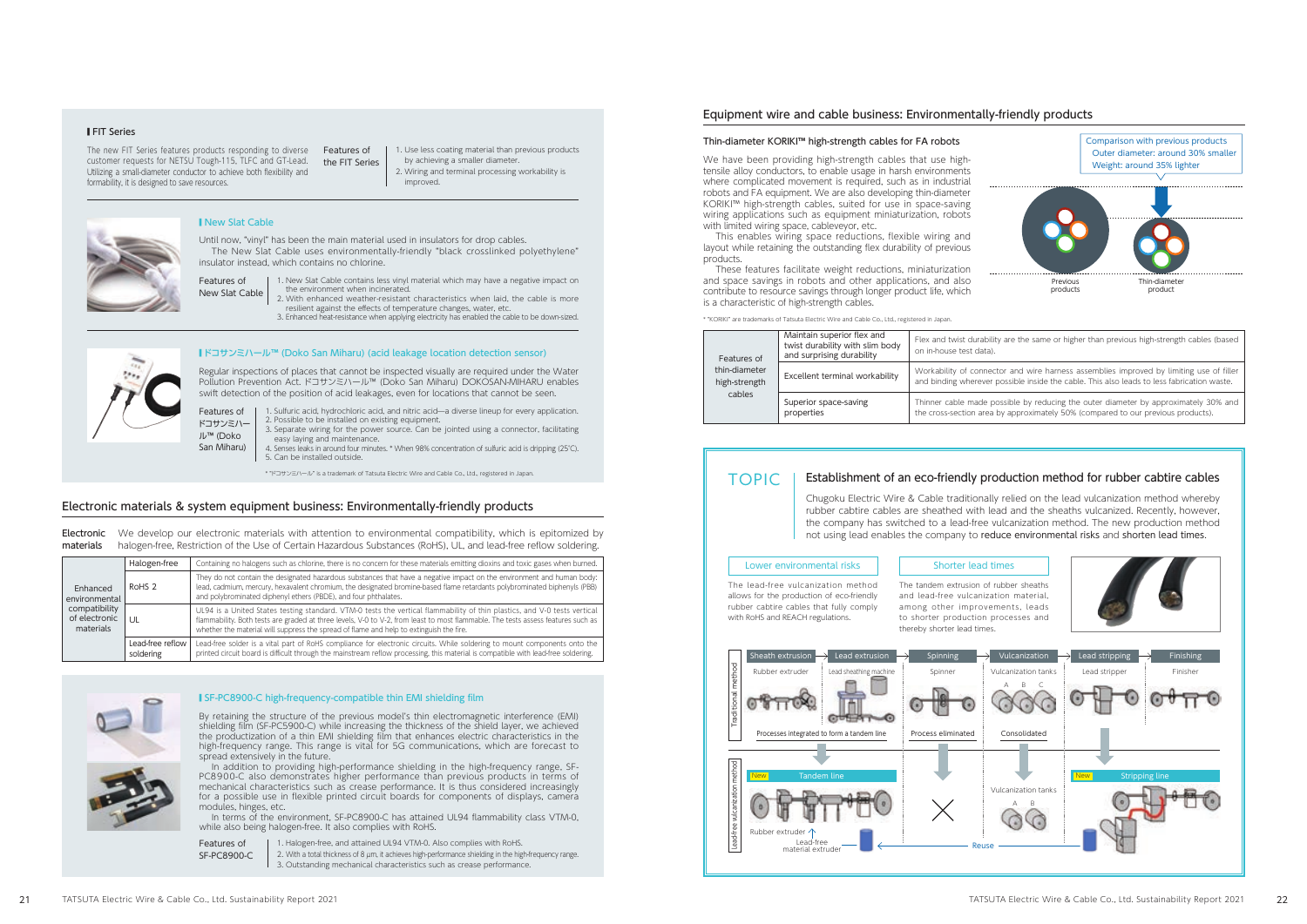## FIT Series

The new FIT Series features products responding to diverse customer requests for NETSU Tough-115, TLFC and GT-Lead. Utilizing a small-diameter conductor to achieve both flexibility and formability, it is designed to save resources.

**Features of the FIT Series**

1. Use less coating material than previous products by achieving a smaller diameter.
2. Wiring and terminal processing workability is improved.

### New Slat Cable

Until now, "vinyl" has been the main material used in insulators for drop cables.
The New Slat Cable uses environmentally-friendly "black crosslinked polyethylene" insulator instead, which contains no chlorine.

**Features of New Slat Cable**

1. New Slat Cable contains less vinyl material which may have a negative impact on the environment when incinerated.
2. With enhanced weather-resistant characteristics when laid, the cable is more resilient against the effects of temperature changes, water, etc.
3. Enhanced heat-resistance when applying electricity has enabled the cable to be down-sized.

### ドコサンミハール™ (Doko San Miharu) (acid leakage location detection sensor)

Regular inspections of places that cannot be inspected visually are required under the Water Pollution Prevention Act. ドコサンミハール™ (Doko San Miharu) DOKOSAN-MIHARU enables swift detection of the position of acid leakages, even for locations that cannot be seen.

**Features of ドコサンミハール™ (Doko San Miharu)**

1. Sulfuric acid, hydrochloric acid, and nitric acid—a diverse lineup for every application.
2. Possible to be installed on existing equipment.
3. Separate wiring for the power source. Can be jointed using a connector, facilitating easy laying and maintenance.
4. Senses leaks in around four minutes. * When 98% concentration of sulfuric acid is dripping (25°C).
5. Can be installed outside.

* "ドコサンミハール" is a trademark of Tatsuta Electric Wire and Cable Co., Ltd., registered in Japan.

## Electronic materials & system equipment business: Environmentally-friendly products

**Electronic materials** We develop our electronic materials with attention to environmental compatibility, which is epitomized by halogen-free, Restriction of the Use of Certain Hazardous Substances (RoHS), UL, and lead-free reflow soldering.

| | | |
|---|---|---|
| Enhanced environmental compatibility of electronic materials | Halogen-free | Containing no halogens such as chlorine, there is no concern for these materials emitting dioxins and toxic gases when burned. |
| | RoHS 2 | They do not contain the designated hazardous substances that have a negative impact on the environment and human body: lead, cadmium, mercury, hexavalent chromium, the designated bromine-based flame retardants polybrominated biphenyls (PBB) and polybrominated diphenyl ethers (PBDE), and four phthalates. |
| | UL | UL94 is a United States testing standard. VTM-0 tests the vertical flammability of thin plastics, and V-0 tests vertical flammability. Both tests are graded at three levels, V-0 to V-2, from least to most flammable. The tests assess features such as whether the material will suppress the spread of flame and help to extinguish the fire. |
| | Lead-free reflow soldering | Lead-free solder is a vital part of RoHS compliance for electronic circuits. While soldering to mount components onto the printed circuit board is difficult through the mainstream reflow processing, this material is compatible with lead-free soldering. |

### SF-PC8900-C high-frequency-compatible thin EMI shielding film

By retaining the structure of the previous model's thin electromagnetic interference (EMI) shielding film (SF-PC5900-C) while increasing the thickness of the shield layer, we achieved the productization of a thin EMI shielding film that enhances electric characteristics in the high-frequency range. This range is vital for 5G communications, which are forecast to spread extensively in the future.

In addition to providing high-performance shielding in the high-frequency range, SF-PC8900-C also demonstrates higher performance than previous products in terms of mechanical characteristics such as crease performance. It is thus considered increasingly for a possible use in flexible printed circuit boards for components of displays, camera modules, hinges, etc.

In terms of the environment, SF-PC8900-C has attained UL94 flammability class VTM-0, while also being halogen-free. It also complies with RoHS.

**Features of SF-PC8900-C**

1. Halogen-free, and attained UL94 VTM-0. Also complies with RoHS.
2. With a total thickness of 8 μm, it achieves high-performance shielding in the high-frequency range.
3. Outstanding mechanical characteristics such as crease performance.

## Equipment wire and cable business: Environmentally-friendly products

### Thin-diameter KORIKI™ high-strength cables for FA robots

We have been providing high-strength cables that use high-tensile alloy conductors, to enable usage in harsh environments where complicated movement is required, such as in industrial robots and FA equipment. We are also developing thin-diameter KORIKI™ high-strength cables, suited for use in space-saving wiring applications such as equipment miniaturization, robots with limited wiring space, cableveyor, etc.

This enables wiring space reductions, flexible wiring and layout while retaining the outstanding flex durability of previous products.

These features facilitate weight reductions, miniaturization and space savings in robots and other applications, and also contribute to resource savings through longer product life, which is a characteristic of high-strength cables.

Comparison with previous products
Outer diameter: around 30% smaller
Weight: around 35% lighter

Previous products / Thin-diameter product

* "KORIKI" are trademarks of Tatsuta Electric Wire and Cable Co., Ltd., registered in Japan.

| | | |
|---|---|---|
| Features of thin-diameter high-strength cables | Maintain superior flex and twist durability with slim body and surprising durability | Flex and twist durability are the same or higher than previous high-strength cables (based on in-house test data). |
| | Excellent terminal workability | Workability of connector and wire harness assemblies improved by limiting use of filler and binding wherever possible inside the cable. This also leads to less fabrication waste. |
| | Superior space-saving properties | Thinner cable made possible by reducing the outer diameter by approximately 30% and the cross-section area by approximately 50% (compared to our previous products). |

## TOPIC: Establishment of an eco-friendly production method for rubber cabtire cables

Chugoku Electric Wire & Cable traditionally relied on the lead vulcanization method whereby rubber cabtire cables are sheathed with lead and the sheaths vulcanized. Recently, however, the company has switched to a lead-free vulcanization method. The new production method not using lead enables the company to reduce environmental risks and shorten lead times.

**Lower environmental risks**

The lead-free vulcanization method allows for the production of eco-friendly rubber cabtire cables that fully comply with RoHS and REACH regulations.

**Shorter lead times**

The tandem extrusion of rubber sheaths and lead-free vulcanization material, among other improvements, leads to shorter production processes and thereby shorter lead times.

Traditional method: Sheath extrusion (Rubber extruder) → Lead extrusion (Lead sheathing machine) → Spinning (Spinner) → Vulcanization (Vulcanization tanks A, B, C) → Lead stripping (Lead stripper) → Finishing (Finisher)

Processes integrated to form a tandem line / Process eliminated / Consolidated

Lead-free vulcanization method: New Tandem line (Rubber extruder, Lead-free material extruder) / × / Vulcanization tanks A, B / New Stripping line — Reuse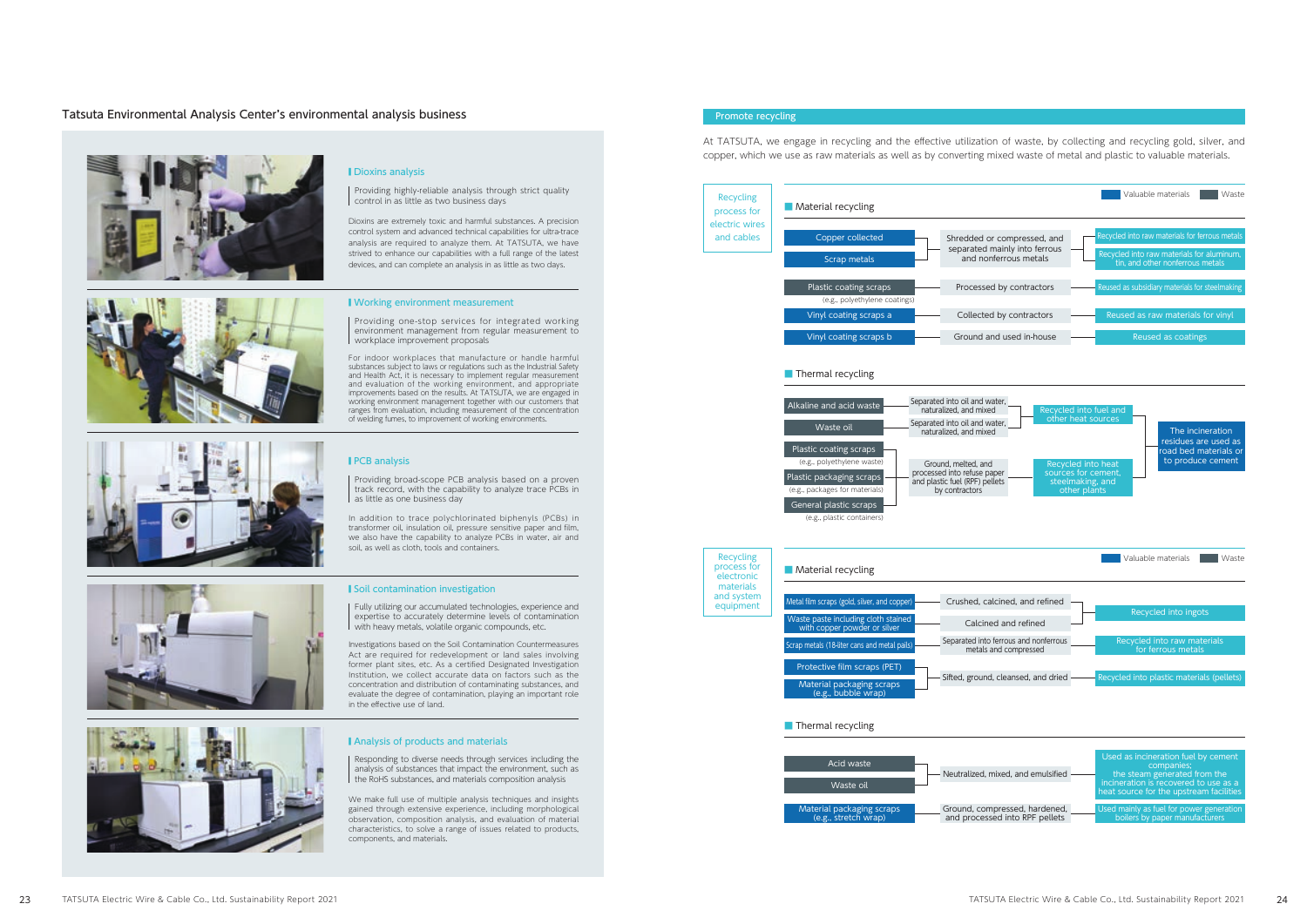## Tatsuta Environmental Analysis Center's environmental analysis business

### Dioxins analysis

Providing highly-reliable analysis through strict quality control in as little as two business days

Dioxins are extremely toxic and harmful substances. A precision control system and advanced technical capabilities for ultra-trace analysis are required to analyze them. At TATSUTA, we have strived to enhance our capabilities with a full range of the latest devices, and can complete an analysis in as little as two days.

### Working environment measurement

Providing one-stop services for integrated working environment management from regular measurement to workplace improvement proposals

For indoor workplaces that manufacture or handle harmful substances subject to laws or regulations such as the Industrial Safety and Health Act, it is necessary to implement regular measurement and evaluation of the working environment, and appropriate improvements based on the results. At TATSUTA, we are engaged in working environment management together with our customers that ranges from evaluation, including measurement of the concentration of welding fumes, to improvement of working environments.

### PCB analysis

Providing broad-scope PCB analysis based on a proven track record, with the capability to analyze trace PCBs in as little as one business day

In addition to trace polychlorinated biphenyls (PCBs) in transformer oil, insulation oil, pressure sensitive paper and film, we also have the capability to analyze PCBs in water, air and soil, as well as cloth, tools and containers.

### Soil contamination investigation

Fully utilizing our accumulated technologies, experience and expertise to accurately determine levels of contamination with heavy metals, volatile organic compounds, etc.

Investigations based on the Soil Contamination Countermeasures Act are required for redevelopment or land sales involving former plant sites, etc. As a certified Designated Investigation Institution, we collect accurate data on factors such as the concentration and distribution of contaminating substances, and evaluate the degree of contamination, playing an important role in the effective use of land.

### Analysis of products and materials

Responding to diverse needs through services including the analysis of substances that impact the environment, such as the RoHS substances, and material composition analysis

We make full use of multiple analysis techniques and insights gained through extensive experience, including morphological observation, composition analysis, and evaluation of material characteristics, to solve a range of issues related to products, components, and materials.

## Promote recycling

At TATSUTA, we engage in recycling and the effective utilization of waste, by collecting and recycling gold, silver, and copper, which we use as raw materials as well as by converting mixed waste of metal and plastic to valuable materials.

### Recycling process for electric wires and cables

Valuable materials / Waste

**Material recycling**

Copper collected
Scrap metals
Shredded or compressed, and separated mainly into ferrous and nonferrous metals
Recycled into raw materials for ferrous metals
Recycled into raw materials for aluminum, tin, and other nonferrous metals

Plastic coating scraps (e.g., polyethylene coatings)
Processed by contractors
Reused as subsidiary materials for steelmaking

Vinyl coating scraps a
Collected by contractors
Reused as raw materials for vinyl

Vinyl coating scraps b
Ground and used in-house
Reused as coatings

**Thermal recycling**

Alkaline and acid waste
Separated into oil and water, naturalized, and mixed
Waste oil
Separated into oil and water, naturalized, and mixed
Recycled into fuel and other heat sources

Plastic coating scraps (e.g., polyethylene waste)
Plastic packaging scraps (e.g., packages for materials)
General plastic scraps (e.g., plastic containers)
Ground, melted, and processed into refuse paper and plastic fuel (RPF) pellets by contractors
Recycled into heat sources for cement, steelmaking, and other plants

The incineration residues are used as road bed materials or to produce cement

### Recycling process for electronic materials and system equipment

Valuable materials / Waste

**Material recycling**

Metal film scraps (gold, silver, and copper)
Crushed, calcined, and refined
Waste paste including cloth stained with copper powder or silver
Calcined and refined
Recycled into ingots

Scrap metals (18-liter cans and metal pails)
Separated into ferrous and nonferrous metals and compressed
Recycled into raw materials for ferrous metals

Protective film scraps (PET)
Material packaging scraps (e.g., bubble wrap)
Sifted, ground, cleansed, and dried
Recycled into plastic materials (pellets)

**Thermal recycling**

Acid waste
Waste oil
Neutralized, mixed, and emulsified
Used as incineration fuel by cement companies; the steam generated from the incineration is recovered to use as a heat source for the upstream facilities

Material packaging scraps (e.g., stretch wrap)
Ground, compressed, hardened, and processed into RPF pellets
Used mainly as fuel for power generation boilers by paper manufacturers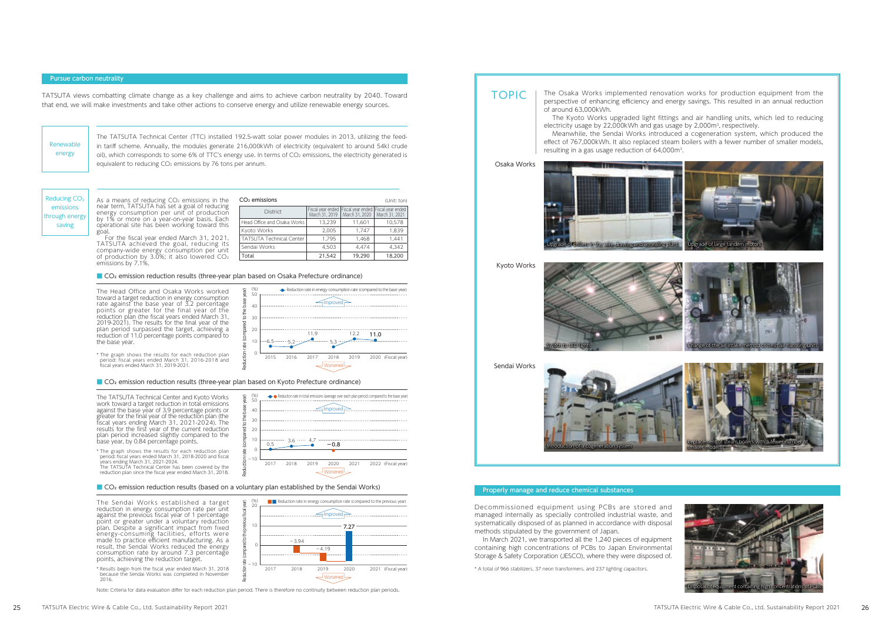## Pursue carbon neutrality

TATSUTA views combatting climate change as a key challenge and aims to achieve carbon neutrality by 2040. Toward that end, we will make investments and take other actions to conserve energy and utilize renewable energy sources.

### Renewable energy

The TATSUTA Technical Center (TTC) installed 192.5-watt solar power modules in 2013, utilizing the feed-in tariff scheme. Annually, the modules generate 216,000kWh of electricity (equivalent to around 54kl crude oil), which corresponds to some 6% of TTC's energy use. In terms of $CO_2$ emissions, the electricity generated is equivalent to reducing $CO_2$ emissions by 76 tons per annum.

### Reducing $CO_2$ emissions through energy saving

As a means of reducing $CO_2$ emissions in the near term, TATSUTA has set a goal of reducing energy consumption per unit of production by 1% or more on a year-on-year basis. Each operational site has been working toward this goal.

For the fiscal year ended March 31, 2021, TATSUTA achieved the goal, reducing its company-wide energy consumption per unit of production by 3.0%; it also lowered $CO_2$ emissions by 7.1%.

$CO_2$ emissions (Unit: ton)

| District | Fiscal year ended March 31, 2019 | Fiscal year ended March 31, 2020 | Fiscal year ended March 31, 2021 |
|---|---|---|---|
| Head Office and Osaka Works | 13,239 | 11,601 | 10,578 |
| Kyoto Works | 2,005 | 1,747 | 1,839 |
| TATSUTA Technical Center | 1,795 | 1,468 | 1,441 |
| Sendai Works | 4,503 | 4,474 | 4,342 |
| Total | 21,542 | 19,290 | 18,200 |

#### $CO_2$ emission reduction results (three-year plan based on Osaka Prefecture ordinance)

The Head Office and Osaka Works worked toward a target reduction in energy consumption rate against the base year of 3.2 percentage points or greater for the final year of the reduction plan (the fiscal years ended March 31, 2019-2021). The results for the final year of the plan period surpassed the target, achieving a reduction of 11.0 percentage points compared to the base year.

\* The graph shows the results for each reduction plan period: fiscal years ended March 31, 2016-2018 and fiscal years ended March 31, 2019-2021.

Reduction rate in energy consumption rate (compared to the base year)
(%)
Reduction rate (compared to the base year)
Improved
Worsened
6.5
5.2
11.9
5.3
12.2
11.0
2015 2016 2017 2018 2019 2020 (Fiscal year)

#### $CO_2$ emission reduction results (three-year plan based on Kyoto Prefecture ordinance)

The TATSUTA Technical Center and Kyoto Works work toward a target reduction in total emissions against the base year of 3.9 percentage points or greater for the final year of the reduction plan (the fiscal years ending March 31, 2021-2024). The results for the first year of the current reduction plan period increased slightly compared to the base year, by 0.84 percentage points.

\* The graph shows the results for each reduction plan period: fiscal years ended March 31, 2018-2020 and fiscal years ending March 31, 2021-2024.
The TATSUTA Technical Center has been covered by the reduction plan since the fiscal year ended March 31, 2018.

Reduction rate in total emissions (average over each plan period; compared to the base year)
(%)
Reduction rate (compared to the base year)
Improved
Worsened
0.5
3.6
4.7
−0.8
2017 2018 2019 2020 2021 2022 (Fiscal year)

#### $CO_2$ emission reduction results (based on a voluntary plan established by the Sendai Works)

The Sendai Works established a target reduction in energy consumption rate per unit against the previous fiscal year of 1 percentage point or greater under a voluntary reduction plan. Despite a significant impact from fixed energy-consuming facilities, efforts were made to practice efficient manufacturing. As a result, the Sendai Works reduced the energy consumption rate by around 7.3 percentage points, achieving the reduction target.

\* Results begin from the fiscal year ended March 31, 2018 because the Sendai Works was completed in November 2016.

Reduction rate in energy consumption rate (compared to the previous year)
(%)
Reduction rate (compared to the previous fiscal year)
Improved
Worsened
−3.94
−4.19
7.27
2017 2018 2019 2020 2021 (Fiscal year)

Note: Criteria for data evaluation differ for each reduction plan period. There is therefore no continuity between reduction plan periods.

### TOPIC

The Osaka Works implemented renovation works for production equipment from the perspective of enhancing efficiency and energy savings. This resulted in an annual reduction of around 63,000kWh.

The Kyoto Works upgraded light fittings and air handling units, which led to reducing electricity usage by 22,000kWh and gas usage by 2,000m³, respectively.

Meanwhile, the Sendai Works introduced a cogeneration system, which produced the effect of 767,000kWh. It also replaced steam boilers with a fewer number of smaller models, resulting in a gas usage reduction of 64,000m³.

Osaka Works

Upgrade of chillers in the wire drawing and annealing plant

Upgrade of large tandem motors

Kyoto Works

Switch to LED lights

Change of the air intake method of fresh air handling units

Sendai Works

Introduction of a cogeneration system

Replacement of steam boilers with a fewer number of smaller models

## Properly manage and reduce chemical substances

Decommissioned equipment using PCBs are stored and managed internally as specially controlled industrial waste, and systematically disposed of as planned in accordance with disposal methods stipulated by the government of Japan.

In March 2021, we transported all the 1,240 pieces of equipment containing high concentrations of PCBs to Japan Environmental Storage & Safety Corporation (JESCO), where they were disposed of.

\* A total of 966 stabilizers, 37 neon transformers, and 237 lighting capacitors.

Disposal of equipment containing high concentrations of PCBs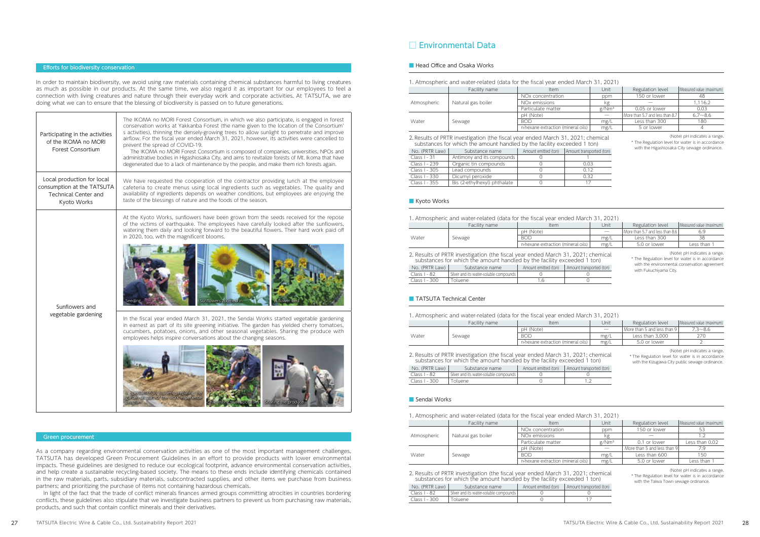## Efforts for biodiversity conservation

In order to maintain biodiversity, we avoid using raw materials containing chemical substances harmful to living creatures as much as possible in our products. At the same time, we also regard it as important for our employees to feel a connection with living creatures and nature through their everyday work and corporate activities. At TATSUTA, we are doing what we can to ensure that the blessing of biodiversity is passed on to future generations.

| | |
|---|---|
| Participating in the activities of the IKOMA no MORI Forest Consortium | The IKOMA no MORI Forest Consortium, in which we also participate, is engaged in forest conservation works at Yakkanba Forest (the name given to the location of the Consortium's activities), thinning the densely-growing trees to allow sunlight to penetrate and improve airflow. For the fiscal year ended March 31, 2021, however, its activities were cancelled to prevent the spread of COVID-19. The IKOMA no MORI Forest Consortium is composed of companies, universities, NPOs and administrative bodies in Higashiosaka City, and aims to revitalize forests of Mt. Ikoma that have degenerated due to a lack of maintenance by the people, and make them rich forests again. |
| Local production for local consumption at the TATSUTA Technical Center and Kyoto Works | We have requested the cooperation of the contractor providing lunch at the employee cafeteria to create menus using local ingredients such as vegetables. The quality and availability of ingredients depends on weather conditions, but employees are enjoying the taste of the blessings of nature and the foods of the season. |
| Sunflowers and vegetable gardening | At the Kyoto Works, sunflowers have been grown from the seeds received for the repose of the victims of earthquake. The employees have carefully looked after the sunflowers, watering them daily and looking forward to the beautiful flowers. Their hard work paid off in 2020, too, with the magnificent blooms. (Photos: Seeding / Sunflowers zoomed in / A flower bed) In the fiscal year ended March 31, 2021, the Sendai Works started vegetable gardening in earnest as part of its site greening initiative. The garden has yielded cherry tomatoes, cucumbers, potatoes, onions, and other seasonal vegetables. Sharing the produce with employees helps inspire conversations about the changing seasons. (Photos: A special school student preparing the garden as part of the work experience program / Harvesting sweet potatoes / Sharing the produce) |

## Green procurement

As a company regarding environmental conservation activities as one of the most important management challenges, TATSUTA has developed Green Procurement Guidelines in an effort to provide products with lower environmental impacts. These guidelines are designed to reduce our ecological footprint, advance environmental conservation activities, and help create a sustainable recycling-based society. The means to these ends include identifying chemicals contained in the raw materials, parts, subsidiary materials, subcontracted supplies, and other items we purchase from business partners; and prioritizing the purchase of items not containing hazardous chemicals.

In light of the fact that the trade of conflict minerals finances armed groups committing atrocities in countries bordering conflicts, these guidelines also stipulate that we investigate business partners to prevent us from purchasing raw materials, products, and such that contain conflict minerals and their derivatives.

# Environmental Data

### Head Office and Osaka Works

1. Atmospheric and water-related (data for the fiscal year ended March 31, 2021)

| | Facility name | Item | Unit | Regulation level | Measured value (maximum) |
|---|---|---|---|---|---|
| Atmospheric | Natural gas boiler | NOx concentration | ppm | 150 or lower | 48 |
| | | NOx emissions | kg | — | 1,116.2 |
| | | Particulate matter | g/Nm³ | 0.05 or lower | 0.03 |
| Water | Sewage | pH (Note) | — | More than 5.7 and less than 8.7 | 6.7～8.6 |
| | | BOD | mg/L | Less than 300 | 180 |
| | | n-hexane extraction (mineral oils) | mg/L | 5 or lower | 4 |

(Note) pH indicates a range.
* The Regulation level for water is in accordance with the Higashiosaka City sewage ordinance.

2. Results of PRTR investigation (the fiscal year ended March 31, 2021; chemical substances for which the amount handled by the facility exceeded 1 ton)

| No. (PRTR Law) | Substance name | Amount emitted (ton) | Amount transported (ton) |
|---|---|---|---|
| Class I - 31 | Antimony and its compounds | 0 | 1 |
| Class I - 239 | Organic tin compounds | 0 | 0.03 |
| Class I - 305 | Lead compounds | 0 | 0.12 |
| Class I - 330 | Dicumyl peroxide | 0 | 0.32 |
| Class I - 355 | Bis (2-ethylhexyl) phthalate | 0 | 17 |

### Kyoto Works

1. Atmospheric and water-related (data for the fiscal year ended March 31, 2021)

| | Facility name | Item | Unit | Regulation level | Measured value (maximum) |
|---|---|---|---|---|---|
| Water | Sewage | pH (Note) | — | More than 5.7 and less than 8.6 | 6.9 |
| | | BOD | mg/L | Less than 300 | 38 |
| | | n-hexane extraction (mineral oils) | mg/L | 5.0 or lower | Less than 1 |

(Note) pH indicates a range.
* The Regulation level for water is in accordance with the environmental conservation agreement with Fukuchiyama City.

2. Results of PRTR investigation (the fiscal year ended March 31, 2021; chemical substances for which the amount handled by the facility exceeded 1 ton)

| No. (PRTR Law) | Substance name | Amount emitted (ton) | Amount transported (ton) |
|---|---|---|---|
| Class I - 82 | Silver and its water-soluble compounds | 0 | 0 |
| Class I - 300 | Toluene | 1.6 | 0 |

### TATSUTA Technical Center

1. Atmospheric and water-related (data for the fiscal year ended March 31, 2021)

| | Facility name | Item | Unit | Regulation level | Measured value (maximum) |
|---|---|---|---|---|---|
| Water | Sewage | pH (Note) | — | More than 5 and less than 9 | 7.3～8.6 |
| | | BOD | mg/L | Less than 3,000 | 270 |
| | | n-hexane extraction (mineral oils) | mg/L | 5.0 or lower | 2 |

(Note) pH indicates a range.
* The Regulation level for water is in accordance with the Kizugawa City public sewage ordinance.

2. Results of PRTR investigation (the fiscal year ended March 31, 2021; chemical substances for which the amount handled by the facility exceeded 1 ton)

| No. (PRTR Law) | Substance name | Amount emitted (ton) | Amount transported (ton) |
|---|---|---|---|
| Class I - 82 | Silver and its water-soluble compounds | 0 | 0 |
| Class I - 300 | Toluene | 0 | 1.2 |

### Sendai Works

1. Atmospheric and water-related (data for the fiscal year ended March 31, 2021)

| | Facility name | Item | Unit | Regulation level | Measured value (maximum) |
|---|---|---|---|---|---|
| Atmospheric | Natural gas boiler | NOx concentration | ppm | 150 or lower | 53 |
| | | NOx emissions | kg | — | 1.2 |
| | | Particulate matter | g/Nm³ | 0.1 or lower | Less than 0.02 |
| Water | Sewage | pH (Note) | — | More than 5 and less than 9 | 7.9 |
| | | BOD | mg/L | Less than 600 | 150 |
| | | n-hexane extraction (mineral oils) | mg/L | 5.0 or lower | Less than 1 |

(Note) pH indicates a range.
* The Regulation level for water is in accordance with the Taiwa Town sewage ordinance.

2. Results of PRTR investigation (the fiscal year ended March 31, 2021; chemical substances for which the amount handled by the facility exceeded 1 ton)

| No. (PRTR Law) | Substance name | Amount emitted (ton) | Amount transported (ton) |
|---|---|---|---|
| Class I - 82 | Silver and its water-soluble compounds | 0 | 0 |
| Class I - 300 | Toluene | 0 | 17 |